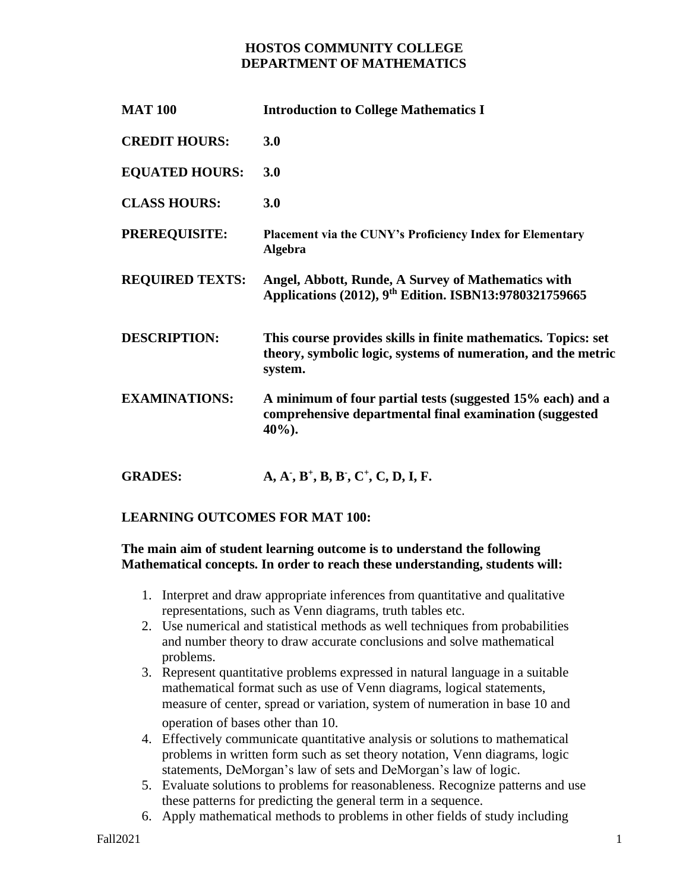# HOSTOS COMMUNITY COLLEGE
## DEPARTMENT OF MATHEMATICS

| | |
|---|---|
| **MAT 100** | **Introduction to College Mathematics I** |
| **CREDIT HOURS:** | **3.0** |
| **EQUATED HOURS:** | **3.0** |
| **CLASS HOURS:** | **3.0** |
| **PREREQUISITE:** | **Placement via the CUNY's Proficiency Index for Elementary Algebra** |
| **REQUIRED TEXTS:** | **Angel, Abbott, Runde, A Survey of Mathematics with Applications (2012), 9th Edition. ISBN13:9780321759665** |
| **DESCRIPTION:** | **This course provides skills in finite mathematics. Topics: set theory, symbolic logic, systems of numeration, and the metric system.** |
| **EXAMINATIONS:** | **A minimum of four partial tests (suggested 15% each) and a comprehensive departmental final examination (suggested 40%).** |
| **GRADES:** | **A, A-, B+, B, B-, C+, C, D, I, F.** |

**LEARNING OUTCOMES FOR MAT 100:**

**The main aim of student learning outcome is to understand the following Mathematical concepts. In order to reach these understanding, students will:**

1. Interpret and draw appropriate inferences from quantitative and qualitative representations, such as Venn diagrams, truth tables etc.
2. Use numerical and statistical methods as well techniques from probabilities and number theory to draw accurate conclusions and solve mathematical problems.
3. Represent quantitative problems expressed in natural language in a suitable mathematical format such as use of Venn diagrams, logical statements, measure of center, spread or variation, system of numeration in base 10 and operation of bases other than 10.
4. Effectively communicate quantitative analysis or solutions to mathematical problems in written form such as set theory notation, Venn diagrams, logic statements, DeMorgan's law of sets and DeMorgan's law of logic.
5. Evaluate solutions to problems for reasonableness. Recognize patterns and use these patterns for predicting the general term in a sequence.
6. Apply mathematical methods to problems in other fields of study including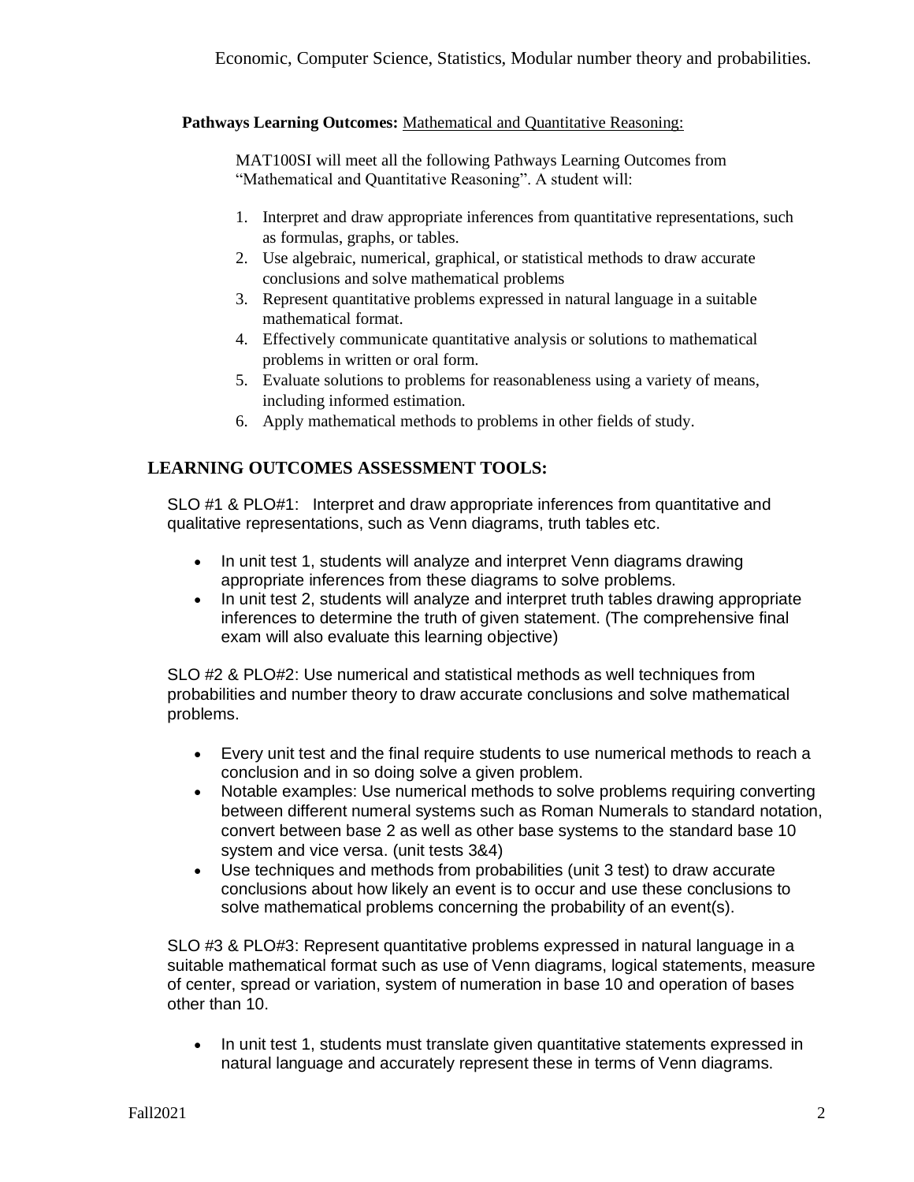Economic, Computer Science, Statistics, Modular number theory and probabilities.

**Pathways Learning Outcomes:** Mathematical and Quantitative Reasoning:

MAT100SI will meet all the following Pathways Learning Outcomes from "Mathematical and Quantitative Reasoning". A student will:

1. Interpret and draw appropriate inferences from quantitative representations, such as formulas, graphs, or tables.
2. Use algebraic, numerical, graphical, or statistical methods to draw accurate conclusions and solve mathematical problems
3. Represent quantitative problems expressed in natural language in a suitable mathematical format.
4. Effectively communicate quantitative analysis or solutions to mathematical problems in written or oral form.
5. Evaluate solutions to problems for reasonableness using a variety of means, including informed estimation.
6. Apply mathematical methods to problems in other fields of study.

## LEARNING OUTCOMES ASSESSMENT TOOLS:

SLO #1 & PLO#1: Interpret and draw appropriate inferences from quantitative and qualitative representations, such as Venn diagrams, truth tables etc.

- In unit test 1, students will analyze and interpret Venn diagrams drawing appropriate inferences from these diagrams to solve problems.
- In unit test 2, students will analyze and interpret truth tables drawing appropriate inferences to determine the truth of given statement. (The comprehensive final exam will also evaluate this learning objective)

SLO #2 & PLO#2: Use numerical and statistical methods as well techniques from probabilities and number theory to draw accurate conclusions and solve mathematical problems.

- Every unit test and the final require students to use numerical methods to reach a conclusion and in so doing solve a given problem.
- Notable examples: Use numerical methods to solve problems requiring converting between different numeral systems such as Roman Numerals to standard notation, convert between base 2 as well as other base systems to the standard base 10 system and vice versa. (unit tests 3&4)
- Use techniques and methods from probabilities (unit 3 test) to draw accurate conclusions about how likely an event is to occur and use these conclusions to solve mathematical problems concerning the probability of an event(s).

SLO #3 & PLO#3: Represent quantitative problems expressed in natural language in a suitable mathematical format such as use of Venn diagrams, logical statements, measure of center, spread or variation, system of numeration in base 10 and operation of bases other than 10.

- In unit test 1, students must translate given quantitative statements expressed in natural language and accurately represent these in terms of Venn diagrams.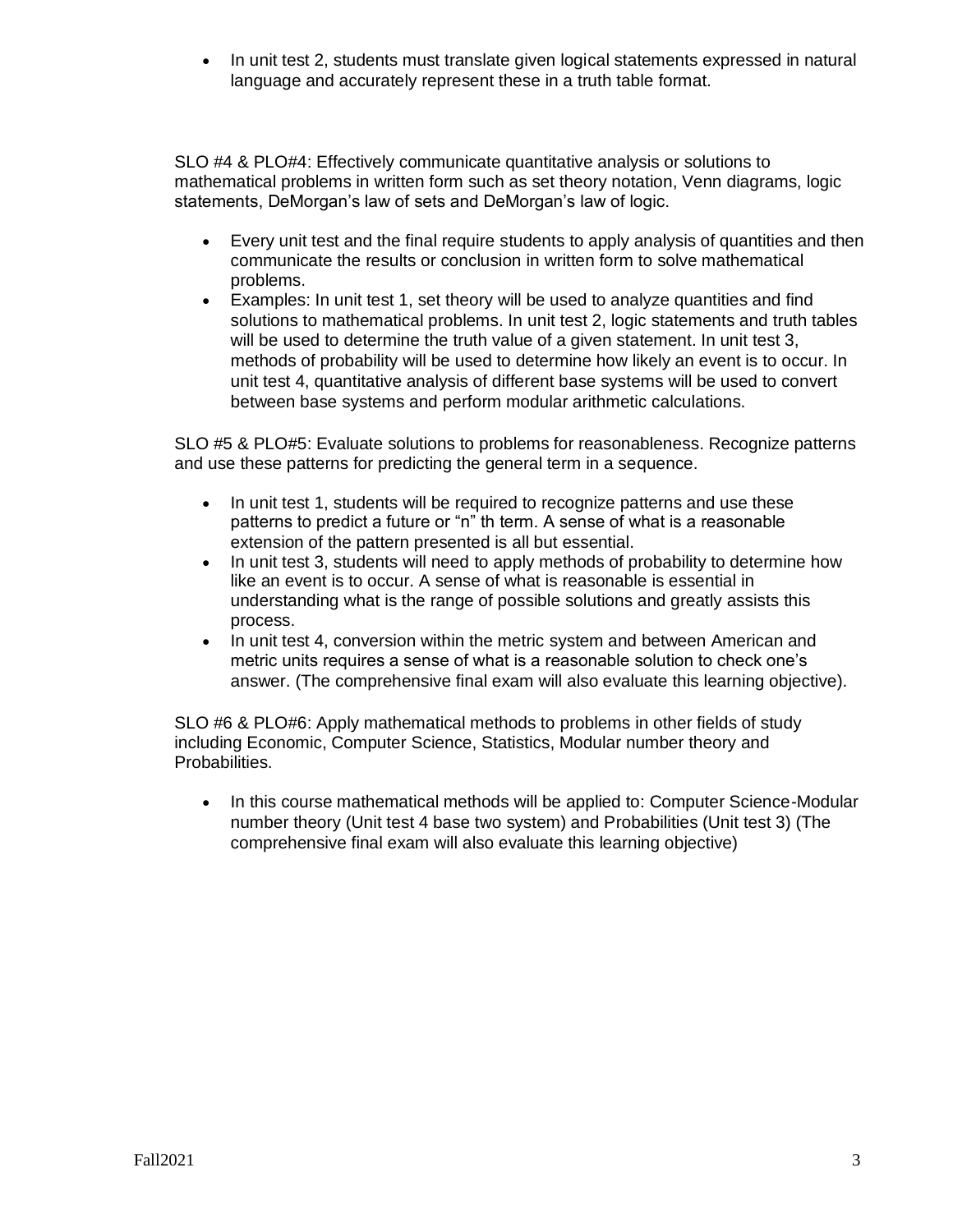- In unit test 2, students must translate given logical statements expressed in natural language and accurately represent these in a truth table format.

SLO #4 & PLO#4: Effectively communicate quantitative analysis or solutions to mathematical problems in written form such as set theory notation, Venn diagrams, logic statements, DeMorgan's law of sets and DeMorgan's law of logic.

- Every unit test and the final require students to apply analysis of quantities and then communicate the results or conclusion in written form to solve mathematical problems.
- Examples: In unit test 1, set theory will be used to analyze quantities and find solutions to mathematical problems. In unit test 2, logic statements and truth tables will be used to determine the truth value of a given statement. In unit test 3, methods of probability will be used to determine how likely an event is to occur. In unit test 4, quantitative analysis of different base systems will be used to convert between base systems and perform modular arithmetic calculations.

SLO #5 & PLO#5: Evaluate solutions to problems for reasonableness. Recognize patterns and use these patterns for predicting the general term in a sequence.

- In unit test 1, students will be required to recognize patterns and use these patterns to predict a future or "n" th term. A sense of what is a reasonable extension of the pattern presented is all but essential.
- In unit test 3, students will need to apply methods of probability to determine how like an event is to occur. A sense of what is reasonable is essential in understanding what is the range of possible solutions and greatly assists this process.
- In unit test 4, conversion within the metric system and between American and metric units requires a sense of what is a reasonable solution to check one's answer. (The comprehensive final exam will also evaluate this learning objective).

SLO #6 & PLO#6: Apply mathematical methods to problems in other fields of study including Economic, Computer Science, Statistics, Modular number theory and Probabilities.

- In this course mathematical methods will be applied to: Computer Science-Modular number theory (Unit test 4 base two system) and Probabilities (Unit test 3) (The comprehensive final exam will also evaluate this learning objective)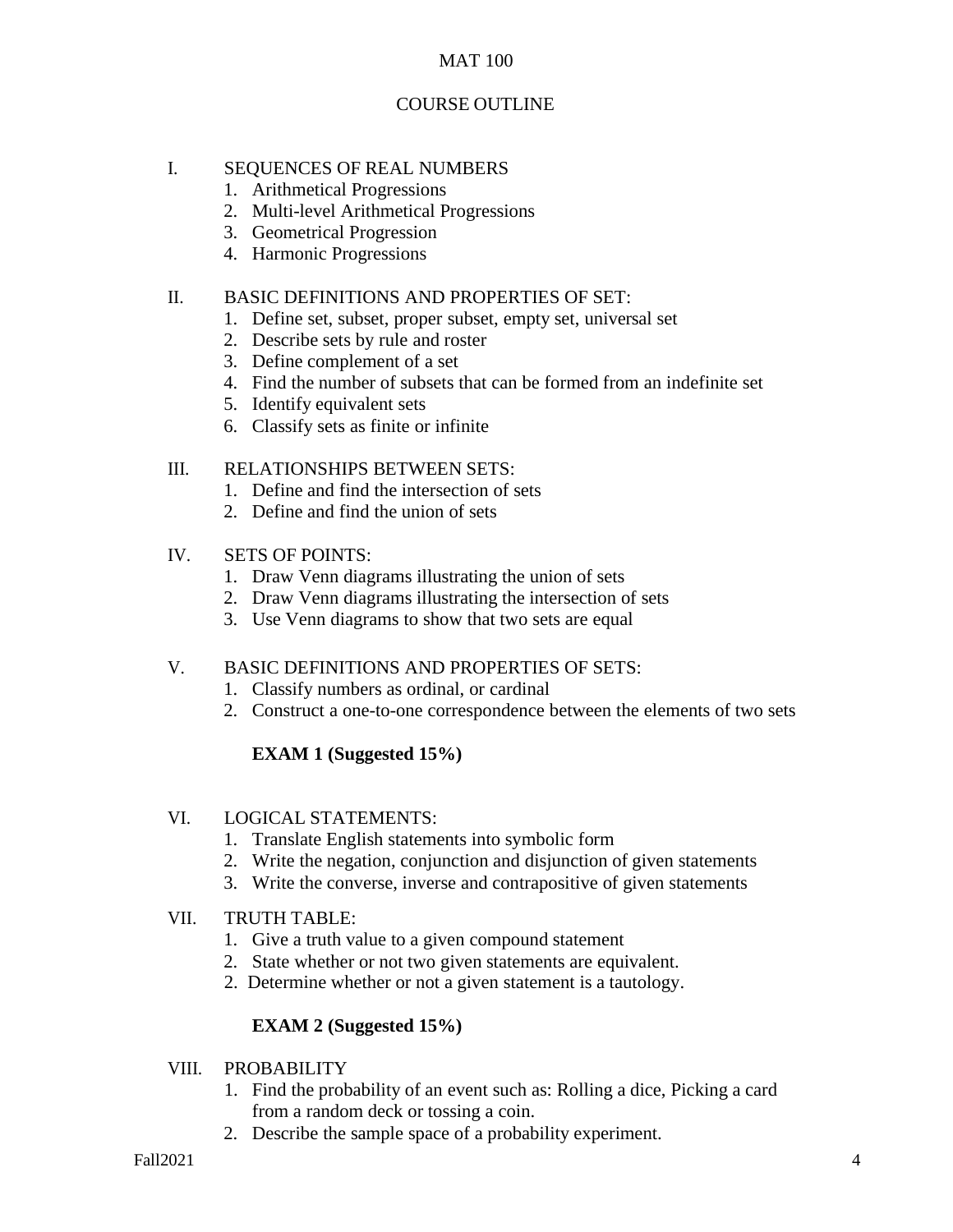MAT 100

COURSE OUTLINE

I. SEQUENCES OF REAL NUMBERS
1. Arithmetical Progressions
2. Multi-level Arithmetical Progressions
3. Geometrical Progression
4. Harmonic Progressions

II. BASIC DEFINITIONS AND PROPERTIES OF SET:
1. Define set, subset, proper subset, empty set, universal set
2. Describe sets by rule and roster
3. Define complement of a set
4. Find the number of subsets that can be formed from an indefinite set
5. Identify equivalent sets
6. Classify sets as finite or infinite

III. RELATIONSHIPS BETWEEN SETS:
1. Define and find the intersection of sets
2. Define and find the union of sets

IV. SETS OF POINTS:
1. Draw Venn diagrams illustrating the union of sets
2. Draw Venn diagrams illustrating the intersection of sets
3. Use Venn diagrams to show that two sets are equal

V. BASIC DEFINITIONS AND PROPERTIES OF SETS:
1. Classify numbers as ordinal, or cardinal
2. Construct a one-to-one correspondence between the elements of two sets

**EXAM 1 (Suggested 15%)**

VI. LOGICAL STATEMENTS:
1. Translate English statements into symbolic form
2. Write the negation, conjunction and disjunction of given statements
3. Write the converse, inverse and contrapositive of given statements

VII. TRUTH TABLE:
1. Give a truth value to a given compound statement
2. State whether or not two given statements are equivalent.
2. Determine whether or not a given statement is a tautology.

**EXAM 2 (Suggested 15%)**

VIII. PROBABILITY
1. Find the probability of an event such as: Rolling a dice, Picking a card from a random deck or tossing a coin.
2. Describe the sample space of a probability experiment.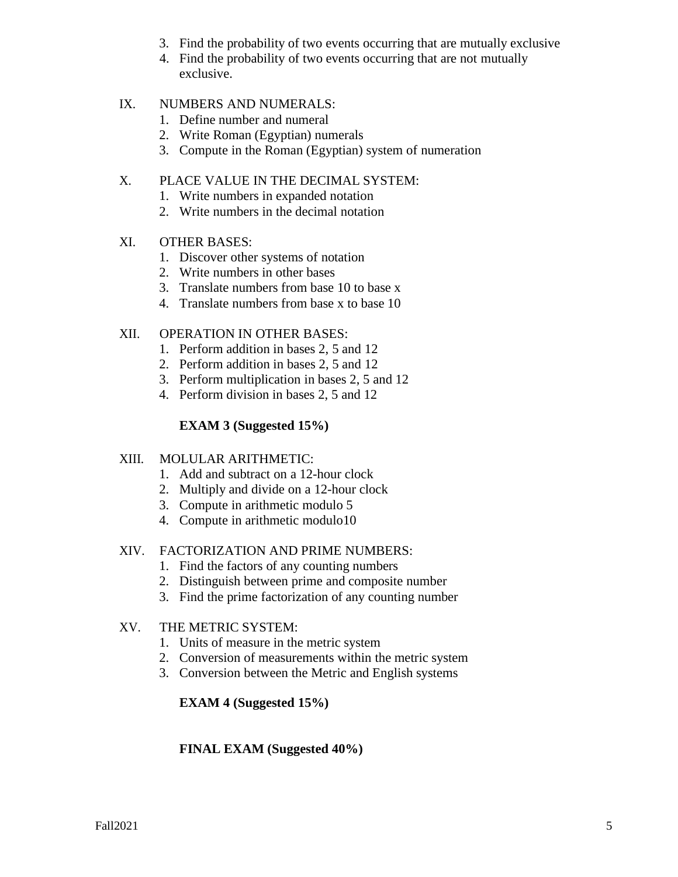3. Find the probability of two events occurring that are mutually exclusive
4. Find the probability of two events occurring that are not mutually exclusive.

IX. NUMBERS AND NUMERALS:

1. Define number and numeral
2. Write Roman (Egyptian) numerals
3. Compute in the Roman (Egyptian) system of numeration

X. PLACE VALUE IN THE DECIMAL SYSTEM:

1. Write numbers in expanded notation
2. Write numbers in the decimal notation

XI. OTHER BASES:

1. Discover other systems of notation
2. Write numbers in other bases
3. Translate numbers from base 10 to base x
4. Translate numbers from base x to base 10

XII. OPERATION IN OTHER BASES:

1. Perform addition in bases 2, 5 and 12
2. Perform addition in bases 2, 5 and 12
3. Perform multiplication in bases 2, 5 and 12
4. Perform division in bases 2, 5 and 12

**EXAM 3 (Suggested 15%)**

XIII. MOLULAR ARITHMETIC:

1. Add and subtract on a 12-hour clock
2. Multiply and divide on a 12-hour clock
3. Compute in arithmetic modulo 5
4. Compute in arithmetic modulo10

XIV. FACTORIZATION AND PRIME NUMBERS:

1. Find the factors of any counting numbers
2. Distinguish between prime and composite number
3. Find the prime factorization of any counting number

XV. THE METRIC SYSTEM:

1. Units of measure in the metric system
2. Conversion of measurements within the metric system
3. Conversion between the Metric and English systems

**EXAM 4 (Suggested 15%)**

**FINAL EXAM (Suggested 40%)**